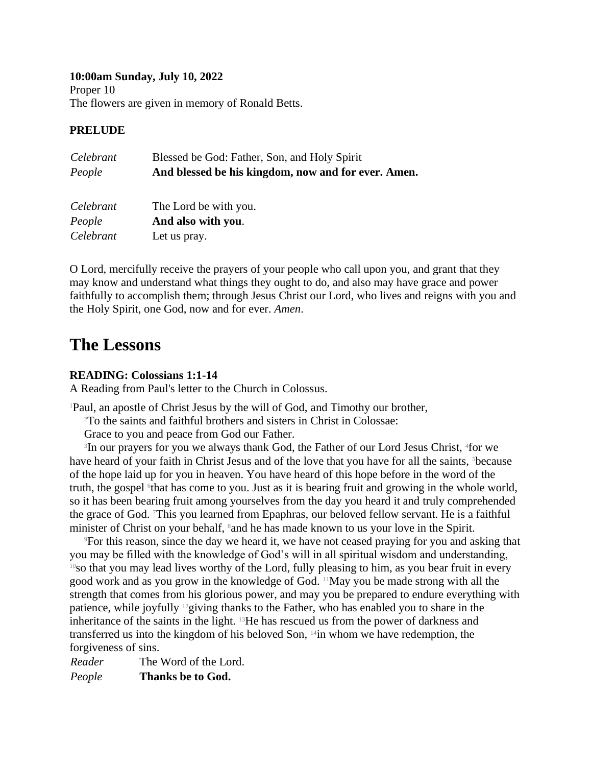**10:00am Sunday, July 10, 2022**
Proper 10
The flowers are given in memory of Ronald Betts.

**PRELUDE**

| | |
|---|---|
| *Celebrant* | Blessed be God: Father, Son, and Holy Spirit |
| *People* | **And blessed be his kingdom, now and for ever. Amen.** |

| | |
|---|---|
| *Celebrant* | The Lord be with you. |
| *People* | **And also with you**. |
| *Celebrant* | Let us pray. |

O Lord, mercifully receive the prayers of your people who call upon you, and grant that they may know and understand what things they ought to do, and also may have grace and power faithfully to accomplish them; through Jesus Christ our Lord, who lives and reigns with you and the Holy Spirit, one God, now and for ever. *Amen*.

# The Lessons

**READING: Colossians 1:1-14**
A Reading from Paul's letter to the Church in Colossus.

[1]Paul, an apostle of Christ Jesus by the will of God, and Timothy our brother,

[2]To the saints and faithful brothers and sisters in Christ in Colossae:

Grace to you and peace from God our Father.

[3]In our prayers for you we always thank God, the Father of our Lord Jesus Christ, [4]for we have heard of your faith in Christ Jesus and of the love that you have for all the saints, [5]because of the hope laid up for you in heaven. You have heard of this hope before in the word of the truth, the gospel [6]that has come to you. Just as it is bearing fruit and growing in the whole world, so it has been bearing fruit among yourselves from the day you heard it and truly comprehended the grace of God. [7]This you learned from Epaphras, our beloved fellow servant. He is a faithful minister of Christ on your behalf, [8]and he has made known to us your love in the Spirit.

[9]For this reason, since the day we heard it, we have not ceased praying for you and asking that you may be filled with the knowledge of God's will in all spiritual wisdom and understanding, [10]so that you may lead lives worthy of the Lord, fully pleasing to him, as you bear fruit in every good work and as you grow in the knowledge of God. [11]May you be made strong with all the strength that comes from his glorious power, and may you be prepared to endure everything with patience, while joyfully [12]giving thanks to the Father, who has enabled you to share in the inheritance of the saints in the light. [13]He has rescued us from the power of darkness and transferred us into the kingdom of his beloved Son, [14]in whom we have redemption, the forgiveness of sins.

| | |
|---|---|
| *Reader* | The Word of the Lord. |
| *People* | **Thanks be to God.** |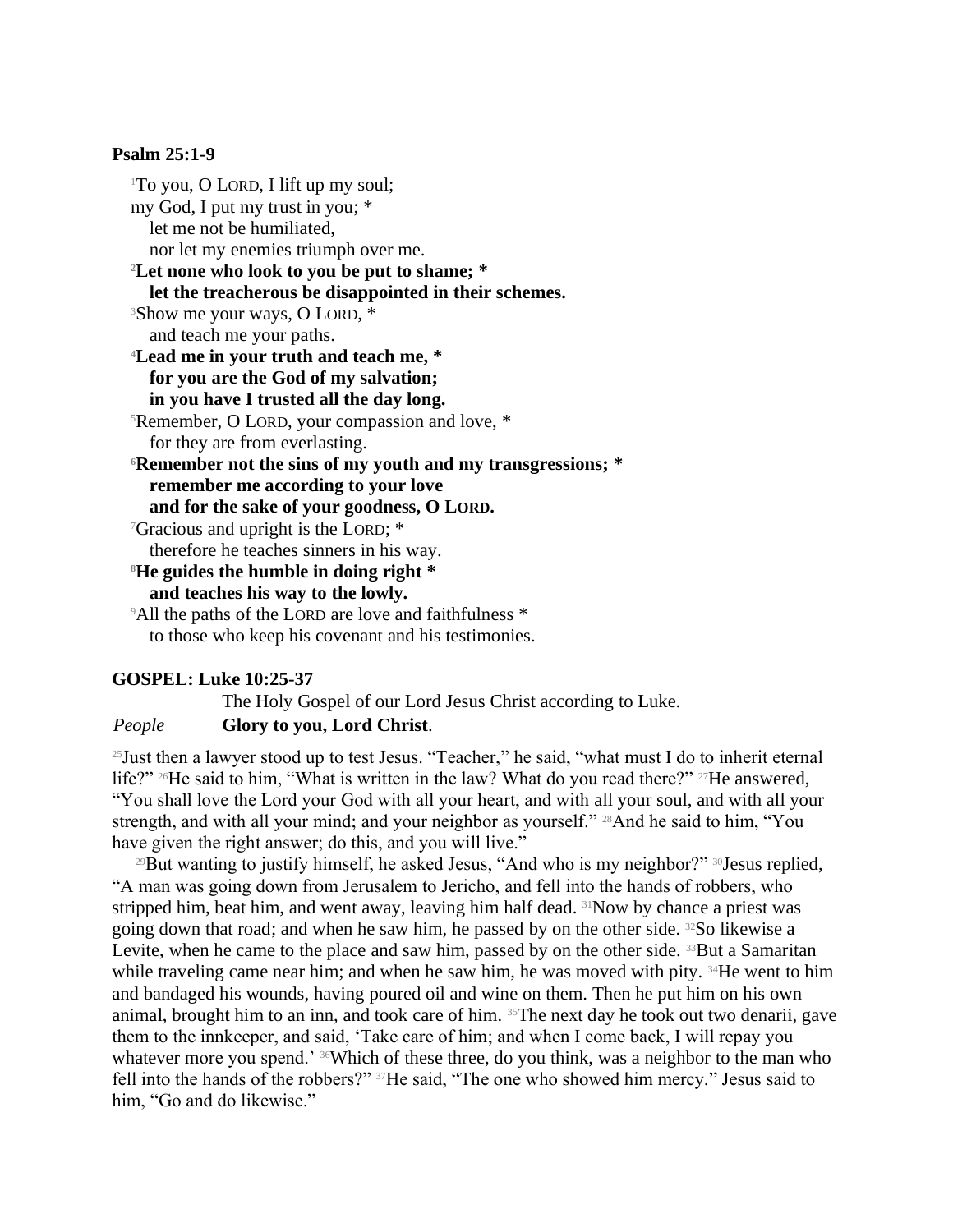**Psalm 25:1-9**

[1]To you, O LORD, I lift up my soul;
my God, I put my trust in you; *
let me not be humiliated,
nor let my enemies triumph over me.

**[2]Let none who look to you be put to shame; ***
**let the treacherous be disappointed in their schemes.**

[3]Show me your ways, O LORD, *
and teach me your paths.

**[4]Lead me in your truth and teach me, ***
**for you are the God of my salvation;**
**in you have I trusted all the day long.**

[5]Remember, O LORD, your compassion and love, *
for they are from everlasting.

**[6]Remember not the sins of my youth and my transgressions; ***
**remember me according to your love**
**and for the sake of your goodness, O LORD.**

[7]Gracious and upright is the LORD; *
therefore he teaches sinners in his way.

**[8]He guides the humble in doing right ***
**and teaches his way to the lowly.**

[9]All the paths of the LORD are love and faithfulness *
to those who keep his covenant and his testimonies.

**GOSPEL: Luke 10:25-37**

The Holy Gospel of our Lord Jesus Christ according to Luke.

*People* **Glory to you, Lord Christ**.

[25]Just then a lawyer stood up to test Jesus. "Teacher," he said, "what must I do to inherit eternal life?" [26]He said to him, "What is written in the law? What do you read there?" [27]He answered, "You shall love the Lord your God with all your heart, and with all your soul, and with all your strength, and with all your mind; and your neighbor as yourself." [28]And he said to him, "You have given the right answer; do this, and you will live."

[29]But wanting to justify himself, he asked Jesus, "And who is my neighbor?" [30]Jesus replied, "A man was going down from Jerusalem to Jericho, and fell into the hands of robbers, who stripped him, beat him, and went away, leaving him half dead. [31]Now by chance a priest was going down that road; and when he saw him, he passed by on the other side. [32]So likewise a Levite, when he came to the place and saw him, passed by on the other side. [33]But a Samaritan while traveling came near him; and when he saw him, he was moved with pity. [34]He went to him and bandaged his wounds, having poured oil and wine on them. Then he put him on his own animal, brought him to an inn, and took care of him. [35]The next day he took out two denarii, gave them to the innkeeper, and said, 'Take care of him; and when I come back, I will repay you whatever more you spend.' [36]Which of these three, do you think, was a neighbor to the man who fell into the hands of the robbers?" [37]He said, "The one who showed him mercy." Jesus said to him, "Go and do likewise."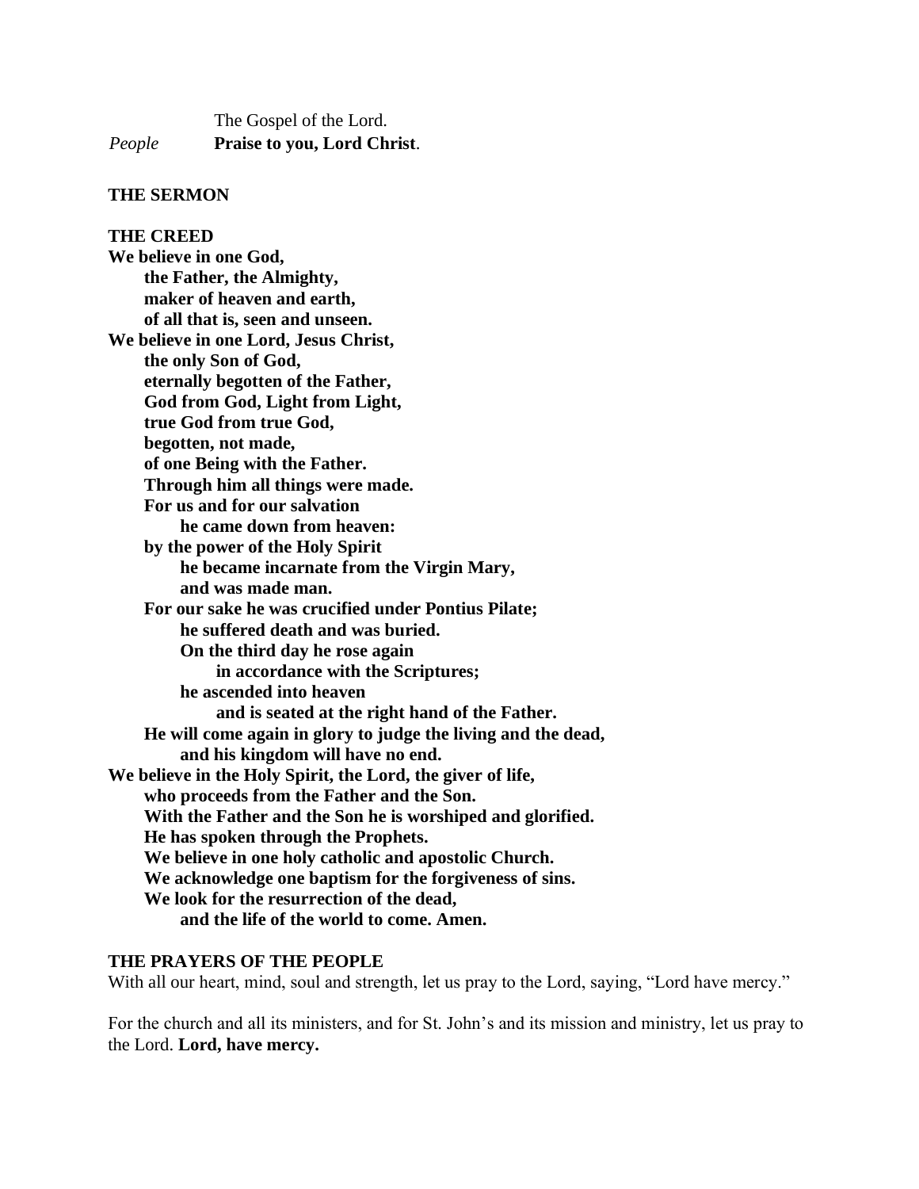The Gospel of the Lord.

*People* **Praise to you, Lord Christ**.

**THE SERMON**

**THE CREED**

**We believe in one God,**
**the Father, the Almighty,**
**maker of heaven and earth,**
**of all that is, seen and unseen.**
**We believe in one Lord, Jesus Christ,**
**the only Son of God,**
**eternally begotten of the Father,**
**God from God, Light from Light,**
**true God from true God,**
**begotten, not made,**
**of one Being with the Father.**
**Through him all things were made.**
**For us and for our salvation**
**he came down from heaven:**
**by the power of the Holy Spirit**
**he became incarnate from the Virgin Mary,**
**and was made man.**
**For our sake he was crucified under Pontius Pilate;**
**he suffered death and was buried.**
**On the third day he rose again**
**in accordance with the Scriptures;**
**he ascended into heaven**
**and is seated at the right hand of the Father.**
**He will come again in glory to judge the living and the dead,**
**and his kingdom will have no end.**
**We believe in the Holy Spirit, the Lord, the giver of life,**
**who proceeds from the Father and the Son.**
**With the Father and the Son he is worshiped and glorified.**
**He has spoken through the Prophets.**
**We believe in one holy catholic and apostolic Church.**
**We acknowledge one baptism for the forgiveness of sins.**
**We look for the resurrection of the dead,**
**and the life of the world to come. Amen.**

**THE PRAYERS OF THE PEOPLE**

With all our heart, mind, soul and strength, let us pray to the Lord, saying, "Lord have mercy."

For the church and all its ministers, and for St. John's and its mission and ministry, let us pray to the Lord. **Lord, have mercy.**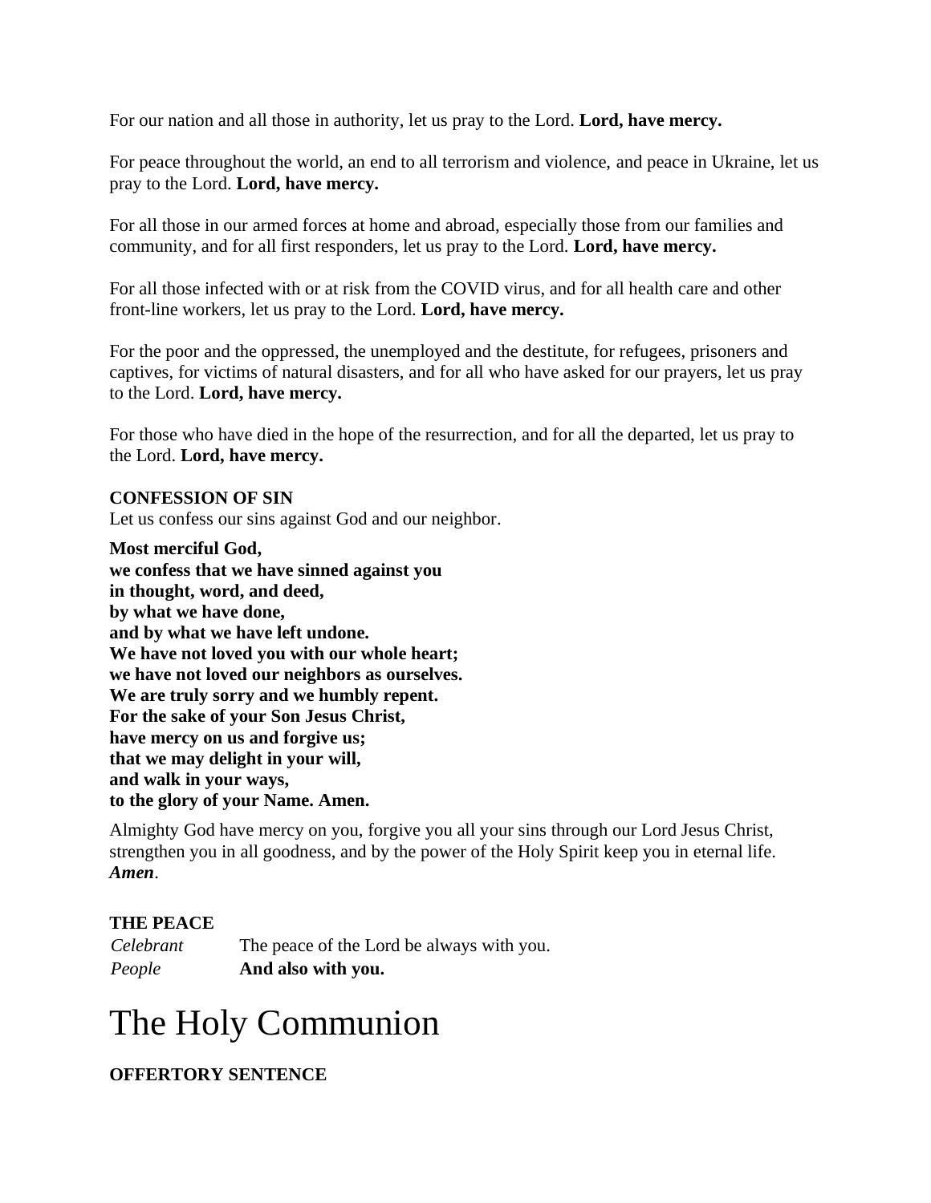For our nation and all those in authority, let us pray to the Lord. **Lord, have mercy.**

For peace throughout the world, an end to all terrorism and violence, and peace in Ukraine, let us pray to the Lord. **Lord, have mercy.**

For all those in our armed forces at home and abroad, especially those from our families and community, and for all first responders, let us pray to the Lord. **Lord, have mercy.**

For all those infected with or at risk from the COVID virus, and for all health care and other front-line workers, let us pray to the Lord. **Lord, have mercy.**

For the poor and the oppressed, the unemployed and the destitute, for refugees, prisoners and captives, for victims of natural disasters, and for all who have asked for our prayers, let us pray to the Lord. **Lord, have mercy.**

For those who have died in the hope of the resurrection, and for all the departed, let us pray to the Lord. **Lord, have mercy.**

**CONFESSION OF SIN**
Let us confess our sins against God and our neighbor.

**Most merciful God,**
**we confess that we have sinned against you**
**in thought, word, and deed,**
**by what we have done,**
**and by what we have left undone.**
**We have not loved you with our whole heart;**
**we have not loved our neighbors as ourselves.**
**We are truly sorry and we humbly repent.**
**For the sake of your Son Jesus Christ,**
**have mercy on us and forgive us;**
**that we may delight in your will,**
**and walk in your ways,**
**to the glory of your Name. Amen.**

Almighty God have mercy on you, forgive you all your sins through our Lord Jesus Christ, strengthen you in all goodness, and by the power of the Holy Spirit keep you in eternal life. ***Amen***.

**THE PEACE**

*Celebrant* The peace of the Lord be always with you.
*People* **And also with you.**

# The Holy Communion

**OFFERTORY SENTENCE**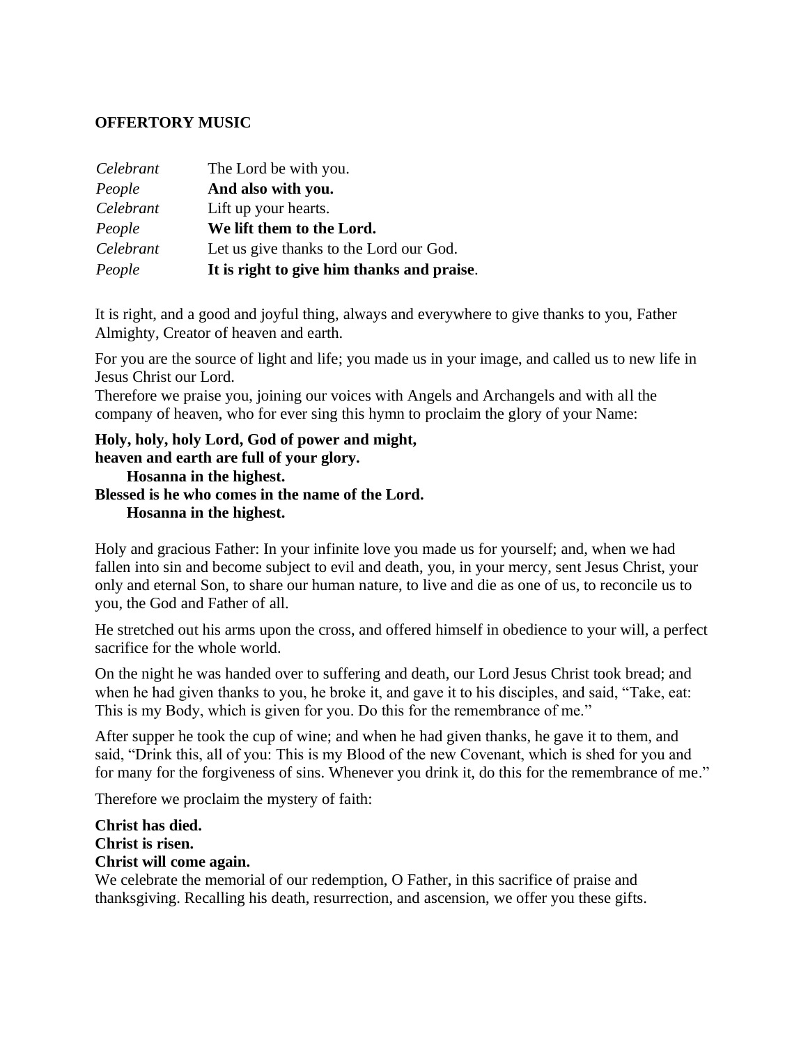**OFFERTORY MUSIC**

| | |
|---|---|
| *Celebrant* | The Lord be with you. |
| *People* | **And also with you.** |
| *Celebrant* | Lift up your hearts. |
| *People* | **We lift them to the Lord.** |
| *Celebrant* | Let us give thanks to the Lord our God. |
| *People* | **It is right to give him thanks and praise**. |

It is right, and a good and joyful thing, always and everywhere to give thanks to you, Father Almighty, Creator of heaven and earth.

For you are the source of light and life; you made us in your image, and called us to new life in Jesus Christ our Lord.

Therefore we praise you, joining our voices with Angels and Archangels and with all the company of heaven, who for ever sing this hymn to proclaim the glory of your Name:

**Holy, holy, holy Lord, God of power and might,**
**heaven and earth are full of your glory.**
**Hosanna in the highest.**
**Blessed is he who comes in the name of the Lord.**
**Hosanna in the highest.**

Holy and gracious Father: In your infinite love you made us for yourself; and, when we had fallen into sin and become subject to evil and death, you, in your mercy, sent Jesus Christ, your only and eternal Son, to share our human nature, to live and die as one of us, to reconcile us to you, the God and Father of all.

He stretched out his arms upon the cross, and offered himself in obedience to your will, a perfect sacrifice for the whole world.

On the night he was handed over to suffering and death, our Lord Jesus Christ took bread; and when he had given thanks to you, he broke it, and gave it to his disciples, and said, "Take, eat: This is my Body, which is given for you. Do this for the remembrance of me."

After supper he took the cup of wine; and when he had given thanks, he gave it to them, and said, "Drink this, all of you: This is my Blood of the new Covenant, which is shed for you and for many for the forgiveness of sins. Whenever you drink it, do this for the remembrance of me."

Therefore we proclaim the mystery of faith:

**Christ has died.**
**Christ is risen.**
**Christ will come again.**

We celebrate the memorial of our redemption, O Father, in this sacrifice of praise and thanksgiving. Recalling his death, resurrection, and ascension, we offer you these gifts.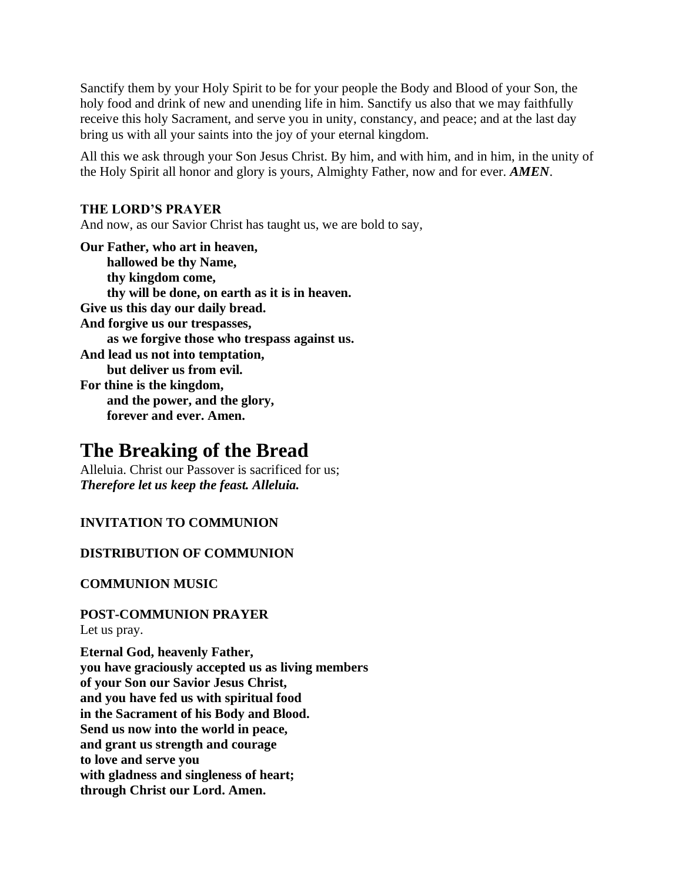Sanctify them by your Holy Spirit to be for your people the Body and Blood of your Son, the holy food and drink of new and unending life in him. Sanctify us also that we may faithfully receive this holy Sacrament, and serve you in unity, constancy, and peace; and at the last day bring us with all your saints into the joy of your eternal kingdom.

All this we ask through your Son Jesus Christ. By him, and with him, and in him, in the unity of the Holy Spirit all honor and glory is yours, Almighty Father, now and for ever. ***AMEN***.

**THE LORD'S PRAYER**
And now, as our Savior Christ has taught us, we are bold to say,

**Our Father, who art in heaven,**
**hallowed be thy Name,**
**thy kingdom come,**
**thy will be done, on earth as it is in heaven.**
**Give us this day our daily bread.**
**And forgive us our trespasses,**
**as we forgive those who trespass against us.**
**And lead us not into temptation,**
**but deliver us from evil.**
**For thine is the kingdom,**
**and the power, and the glory,**
**forever and ever. Amen.**

# The Breaking of the Bread

Alleluia. Christ our Passover is sacrificed for us;
***Therefore let us keep the feast. Alleluia.***

**INVITATION TO COMMUNION**

**DISTRIBUTION OF COMMUNION**

**COMMUNION MUSIC**

**POST-COMMUNION PRAYER**
Let us pray.

**Eternal God, heavenly Father,**
**you have graciously accepted us as living members**
**of your Son our Savior Jesus Christ,**
**and you have fed us with spiritual food**
**in the Sacrament of his Body and Blood.**
**Send us now into the world in peace,**
**and grant us strength and courage**
**to love and serve you**
**with gladness and singleness of heart;**
**through Christ our Lord. Amen.**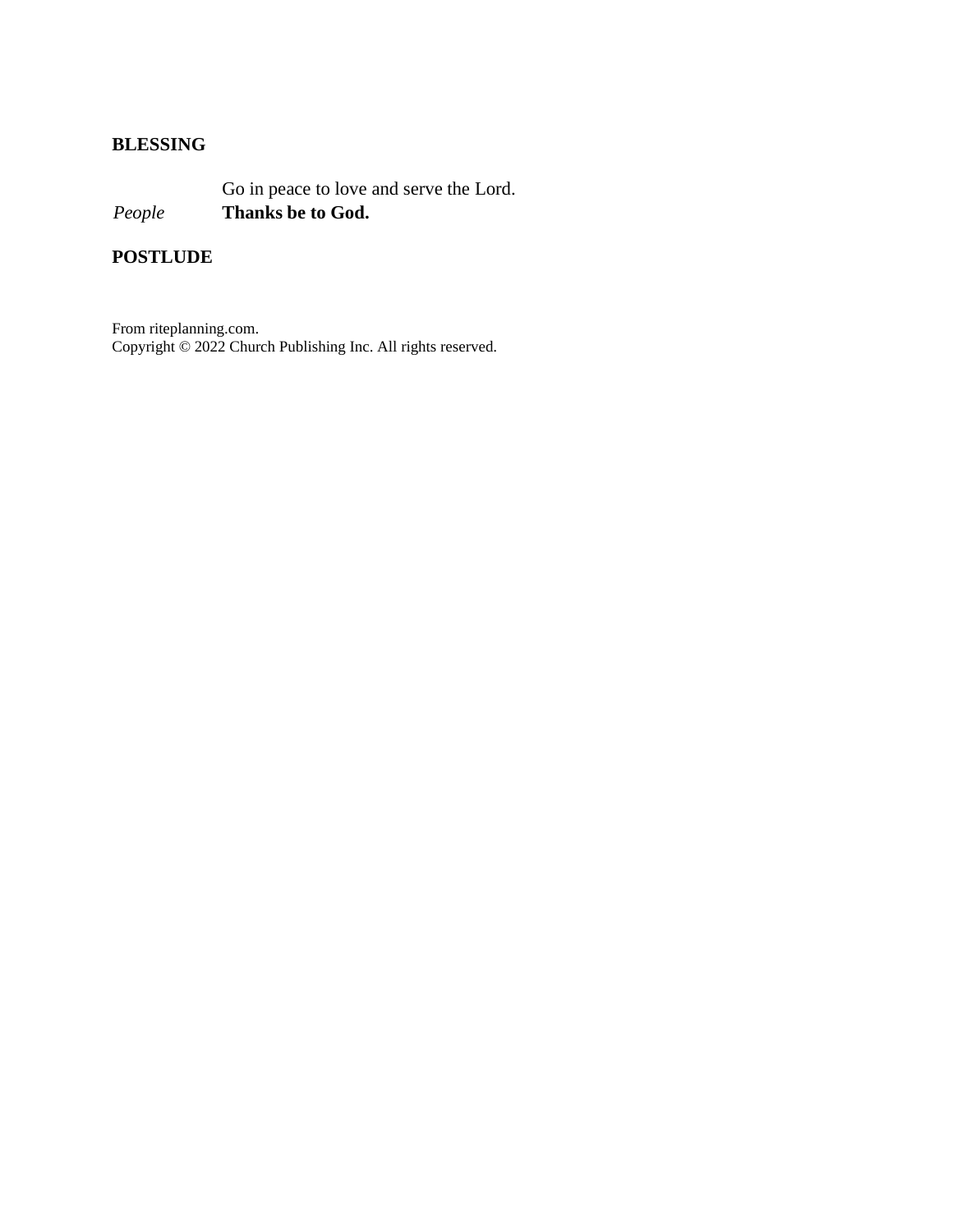**BLESSING**

Go in peace to love and serve the Lord.

*People* **Thanks be to God.**

**POSTLUDE**

From riteplanning.com.
Copyright © 2022 Church Publishing Inc. All rights reserved.